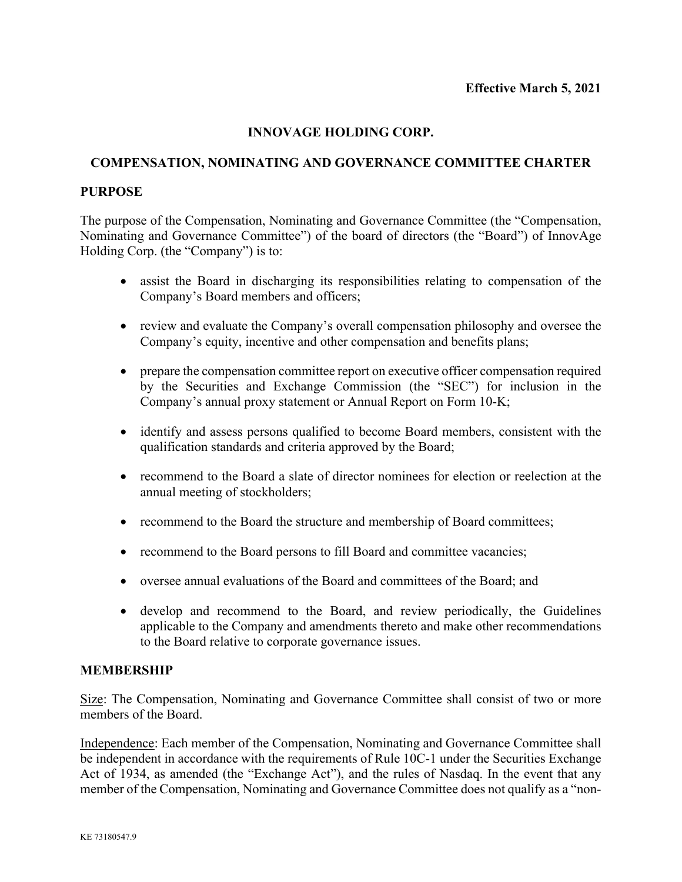**Effective March 5, 2021**

# INNOVAGE HOLDING CORP.

## COMPENSATION, NOMINATING AND GOVERNANCE COMMITTEE CHARTER

### PURPOSE

The purpose of the Compensation, Nominating and Governance Committee (the "Compensation, Nominating and Governance Committee") of the board of directors (the "Board") of InnovAge Holding Corp. (the "Company") is to:

- assist the Board in discharging its responsibilities relating to compensation of the Company's Board members and officers;
- review and evaluate the Company's overall compensation philosophy and oversee the Company's equity, incentive and other compensation and benefits plans;
- prepare the compensation committee report on executive officer compensation required by the Securities and Exchange Commission (the "SEC") for inclusion in the Company's annual proxy statement or Annual Report on Form 10-K;
- identify and assess persons qualified to become Board members, consistent with the qualification standards and criteria approved by the Board;
- recommend to the Board a slate of director nominees for election or reelection at the annual meeting of stockholders;
- recommend to the Board the structure and membership of Board committees;
- recommend to the Board persons to fill Board and committee vacancies;
- oversee annual evaluations of the Board and committees of the Board; and
- develop and recommend to the Board, and review periodically, the Guidelines applicable to the Company and amendments thereto and make other recommendations to the Board relative to corporate governance issues.

### MEMBERSHIP

Size: The Compensation, Nominating and Governance Committee shall consist of two or more members of the Board.

Independence: Each member of the Compensation, Nominating and Governance Committee shall be independent in accordance with the requirements of Rule 10C-1 under the Securities Exchange Act of 1934, as amended (the "Exchange Act"), and the rules of Nasdaq. In the event that any member of the Compensation, Nominating and Governance Committee does not qualify as a "non-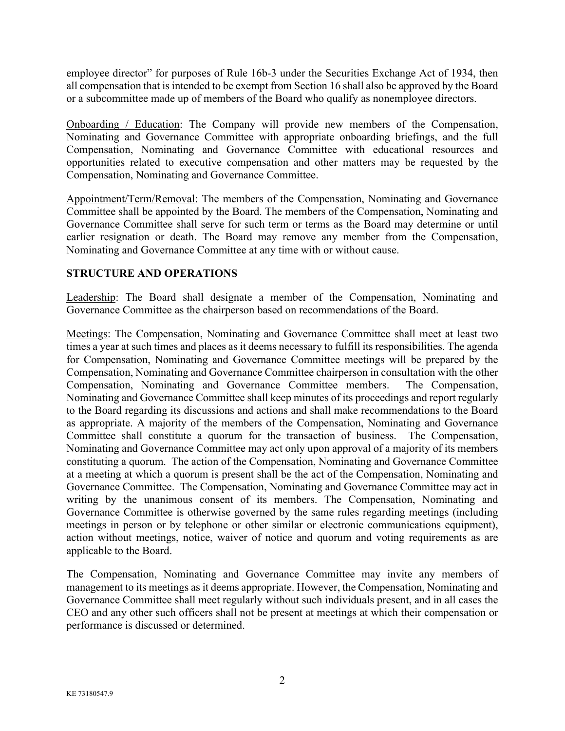employee director" for purposes of Rule 16b-3 under the Securities Exchange Act of 1934, then all compensation that is intended to be exempt from Section 16 shall also be approved by the Board or a subcommittee made up of members of the Board who qualify as nonemployee directors.

Onboarding / Education: The Company will provide new members of the Compensation, Nominating and Governance Committee with appropriate onboarding briefings, and the full Compensation, Nominating and Governance Committee with educational resources and opportunities related to executive compensation and other matters may be requested by the Compensation, Nominating and Governance Committee.

Appointment/Term/Removal: The members of the Compensation, Nominating and Governance Committee shall be appointed by the Board. The members of the Compensation, Nominating and Governance Committee shall serve for such term or terms as the Board may determine or until earlier resignation or death. The Board may remove any member from the Compensation, Nominating and Governance Committee at any time with or without cause.

## STRUCTURE AND OPERATIONS

Leadership: The Board shall designate a member of the Compensation, Nominating and Governance Committee as the chairperson based on recommendations of the Board.

Meetings: The Compensation, Nominating and Governance Committee shall meet at least two times a year at such times and places as it deems necessary to fulfill its responsibilities. The agenda for Compensation, Nominating and Governance Committee meetings will be prepared by the Compensation, Nominating and Governance Committee chairperson in consultation with the other Compensation, Nominating and Governance Committee members. The Compensation, Nominating and Governance Committee shall keep minutes of its proceedings and report regularly to the Board regarding its discussions and actions and shall make recommendations to the Board as appropriate. A majority of the members of the Compensation, Nominating and Governance Committee shall constitute a quorum for the transaction of business. The Compensation, Nominating and Governance Committee may act only upon approval of a majority of its members constituting a quorum. The action of the Compensation, Nominating and Governance Committee at a meeting at which a quorum is present shall be the act of the Compensation, Nominating and Governance Committee. The Compensation, Nominating and Governance Committee may act in writing by the unanimous consent of its members. The Compensation, Nominating and Governance Committee is otherwise governed by the same rules regarding meetings (including meetings in person or by telephone or other similar or electronic communications equipment), action without meetings, notice, waiver of notice and quorum and voting requirements as are applicable to the Board.

The Compensation, Nominating and Governance Committee may invite any members of management to its meetings as it deems appropriate. However, the Compensation, Nominating and Governance Committee shall meet regularly without such individuals present, and in all cases the CEO and any other such officers shall not be present at meetings at which their compensation or performance is discussed or determined.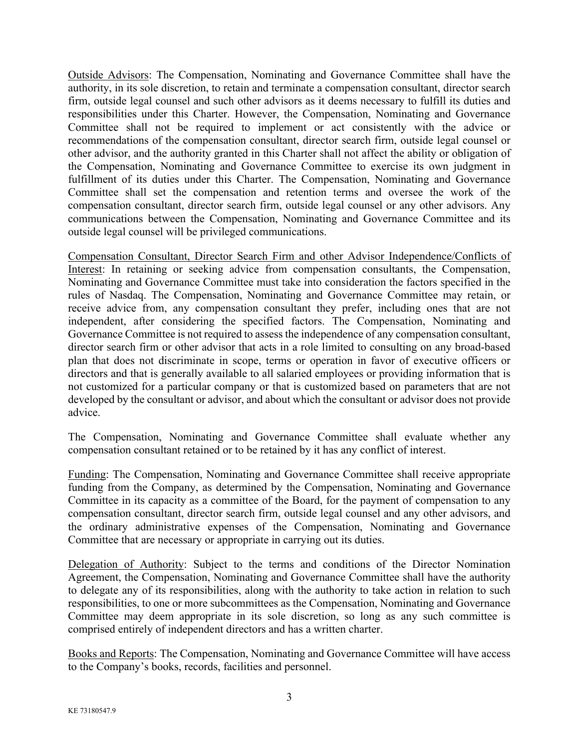Outside Advisors: The Compensation, Nominating and Governance Committee shall have the authority, in its sole discretion, to retain and terminate a compensation consultant, director search firm, outside legal counsel and such other advisors as it deems necessary to fulfill its duties and responsibilities under this Charter. However, the Compensation, Nominating and Governance Committee shall not be required to implement or act consistently with the advice or recommendations of the compensation consultant, director search firm, outside legal counsel or other advisor, and the authority granted in this Charter shall not affect the ability or obligation of the Compensation, Nominating and Governance Committee to exercise its own judgment in fulfillment of its duties under this Charter. The Compensation, Nominating and Governance Committee shall set the compensation and retention terms and oversee the work of the compensation consultant, director search firm, outside legal counsel or any other advisors. Any communications between the Compensation, Nominating and Governance Committee and its outside legal counsel will be privileged communications.

Compensation Consultant, Director Search Firm and other Advisor Independence/Conflicts of Interest: In retaining or seeking advice from compensation consultants, the Compensation, Nominating and Governance Committee must take into consideration the factors specified in the rules of Nasdaq. The Compensation, Nominating and Governance Committee may retain, or receive advice from, any compensation consultant they prefer, including ones that are not independent, after considering the specified factors. The Compensation, Nominating and Governance Committee is not required to assess the independence of any compensation consultant, director search firm or other advisor that acts in a role limited to consulting on any broad-based plan that does not discriminate in scope, terms or operation in favor of executive officers or directors and that is generally available to all salaried employees or providing information that is not customized for a particular company or that is customized based on parameters that are not developed by the consultant or advisor, and about which the consultant or advisor does not provide advice.

The Compensation, Nominating and Governance Committee shall evaluate whether any compensation consultant retained or to be retained by it has any conflict of interest.

Funding: The Compensation, Nominating and Governance Committee shall receive appropriate funding from the Company, as determined by the Compensation, Nominating and Governance Committee in its capacity as a committee of the Board, for the payment of compensation to any compensation consultant, director search firm, outside legal counsel and any other advisors, and the ordinary administrative expenses of the Compensation, Nominating and Governance Committee that are necessary or appropriate in carrying out its duties.

Delegation of Authority: Subject to the terms and conditions of the Director Nomination Agreement, the Compensation, Nominating and Governance Committee shall have the authority to delegate any of its responsibilities, along with the authority to take action in relation to such responsibilities, to one or more subcommittees as the Compensation, Nominating and Governance Committee may deem appropriate in its sole discretion, so long as any such committee is comprised entirely of independent directors and has a written charter.

Books and Reports: The Compensation, Nominating and Governance Committee will have access to the Company's books, records, facilities and personnel.

KE 73180547.9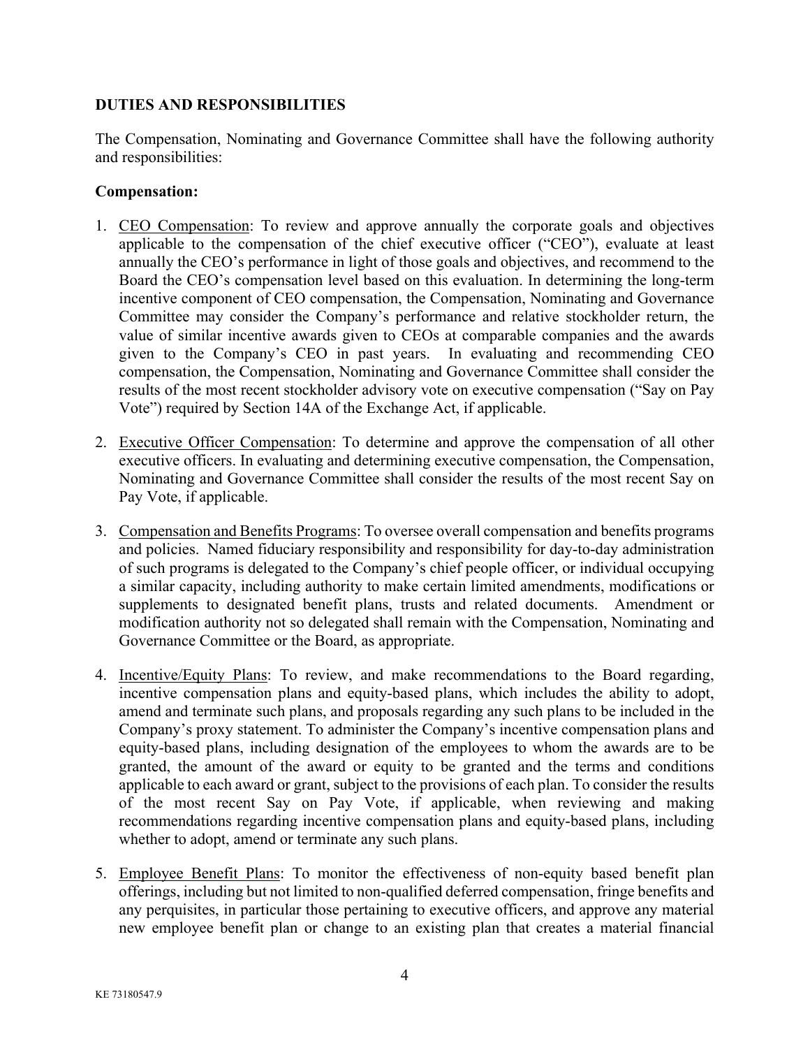**DUTIES AND RESPONSIBILITIES**

The Compensation, Nominating and Governance Committee shall have the following authority and responsibilities:

**Compensation:**

1. <u>CEO Compensation</u>: To review and approve annually the corporate goals and objectives applicable to the compensation of the chief executive officer ("CEO"), evaluate at least annually the CEO's performance in light of those goals and objectives, and recommend to the Board the CEO's compensation level based on this evaluation. In determining the long-term incentive component of CEO compensation, the Compensation, Nominating and Governance Committee may consider the Company's performance and relative stockholder return, the value of similar incentive awards given to CEOs at comparable companies and the awards given to the Company's CEO in past years. In evaluating and recommending CEO compensation, the Compensation, Nominating and Governance Committee shall consider the results of the most recent stockholder advisory vote on executive compensation ("Say on Pay Vote") required by Section 14A of the Exchange Act, if applicable.

2. <u>Executive Officer Compensation</u>: To determine and approve the compensation of all other executive officers. In evaluating and determining executive compensation, the Compensation, Nominating and Governance Committee shall consider the results of the most recent Say on Pay Vote, if applicable.

3. <u>Compensation and Benefits Programs</u>: To oversee overall compensation and benefits programs and policies. Named fiduciary responsibility and responsibility for day-to-day administration of such programs is delegated to the Company's chief people officer, or individual occupying a similar capacity, including authority to make certain limited amendments, modifications or supplements to designated benefit plans, trusts and related documents. Amendment or modification authority not so delegated shall remain with the Compensation, Nominating and Governance Committee or the Board, as appropriate.

4. <u>Incentive/Equity Plans</u>: To review, and make recommendations to the Board regarding, incentive compensation plans and equity-based plans, which includes the ability to adopt, amend and terminate such plans, and proposals regarding any such plans to be included in the Company's proxy statement. To administer the Company's incentive compensation plans and equity-based plans, including designation of the employees to whom the awards are to be granted, the amount of the award or equity to be granted and the terms and conditions applicable to each award or grant, subject to the provisions of each plan. To consider the results of the most recent Say on Pay Vote, if applicable, when reviewing and making recommendations regarding incentive compensation plans and equity-based plans, including whether to adopt, amend or terminate any such plans.

5. <u>Employee Benefit Plans</u>: To monitor the effectiveness of non-equity based benefit plan offerings, including but not limited to non-qualified deferred compensation, fringe benefits and any perquisites, in particular those pertaining to executive officers, and approve any material new employee benefit plan or change to an existing plan that creates a material financial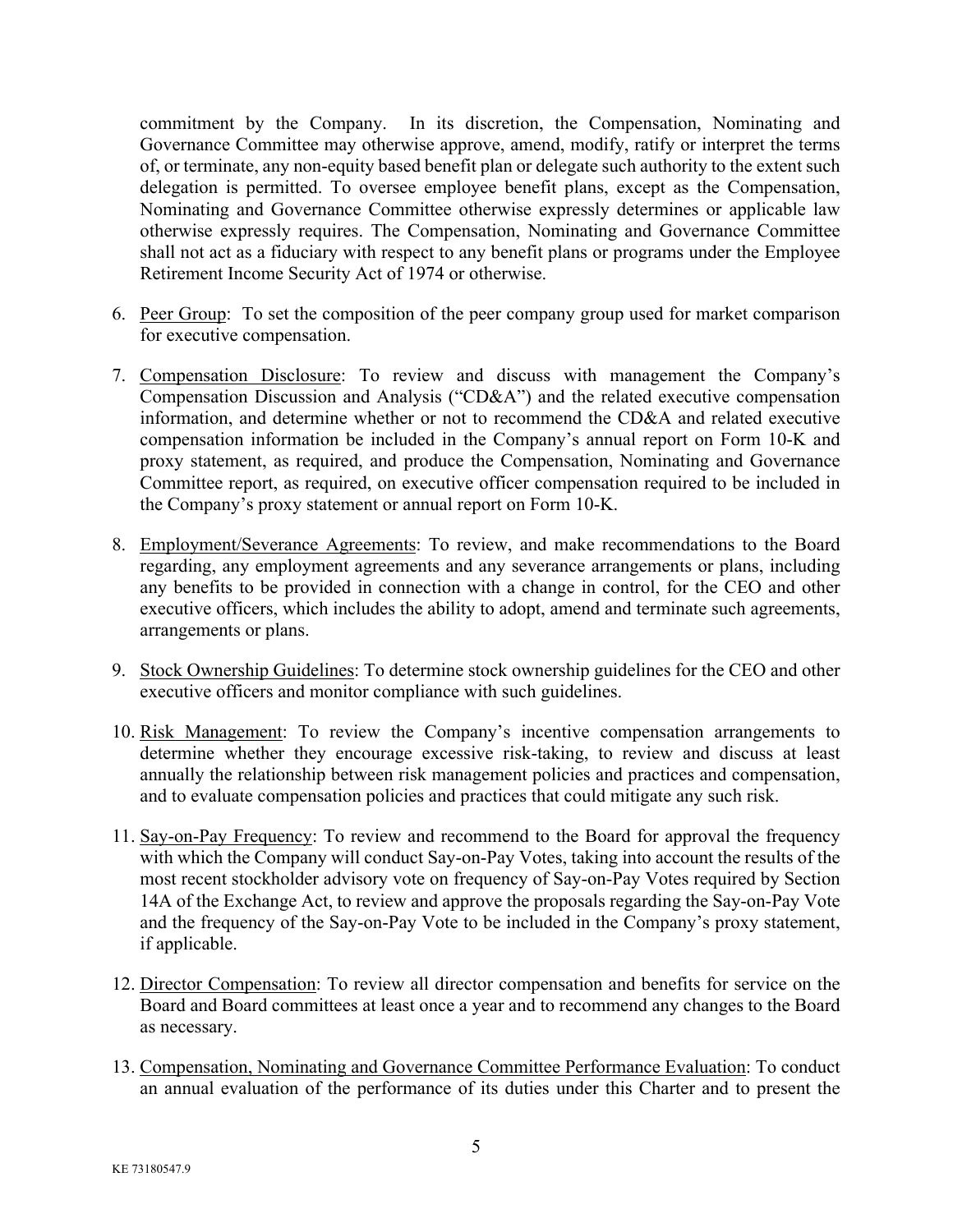commitment by the Company. In its discretion, the Compensation, Nominating and Governance Committee may otherwise approve, amend, modify, ratify or interpret the terms of, or terminate, any non-equity based benefit plan or delegate such authority to the extent such delegation is permitted. To oversee employee benefit plans, except as the Compensation, Nominating and Governance Committee otherwise expressly determines or applicable law otherwise expressly requires. The Compensation, Nominating and Governance Committee shall not act as a fiduciary with respect to any benefit plans or programs under the Employee Retirement Income Security Act of 1974 or otherwise.

6. Peer Group: To set the composition of the peer company group used for market comparison for executive compensation.

7. Compensation Disclosure: To review and discuss with management the Company's Compensation Discussion and Analysis ("CD&A") and the related executive compensation information, and determine whether or not to recommend the CD&A and related executive compensation information be included in the Company's annual report on Form 10-K and proxy statement, as required, and produce the Compensation, Nominating and Governance Committee report, as required, on executive officer compensation required to be included in the Company's proxy statement or annual report on Form 10-K.

8. Employment/Severance Agreements: To review, and make recommendations to the Board regarding, any employment agreements and any severance arrangements or plans, including any benefits to be provided in connection with a change in control, for the CEO and other executive officers, which includes the ability to adopt, amend and terminate such agreements, arrangements or plans.

9. Stock Ownership Guidelines: To determine stock ownership guidelines for the CEO and other executive officers and monitor compliance with such guidelines.

10. Risk Management: To review the Company's incentive compensation arrangements to determine whether they encourage excessive risk-taking, to review and discuss at least annually the relationship between risk management policies and practices and compensation, and to evaluate compensation policies and practices that could mitigate any such risk.

11. Say-on-Pay Frequency: To review and recommend to the Board for approval the frequency with which the Company will conduct Say-on-Pay Votes, taking into account the results of the most recent stockholder advisory vote on frequency of Say-on-Pay Votes required by Section 14A of the Exchange Act, to review and approve the proposals regarding the Say-on-Pay Vote and the frequency of the Say-on-Pay Vote to be included in the Company's proxy statement, if applicable.

12. Director Compensation: To review all director compensation and benefits for service on the Board and Board committees at least once a year and to recommend any changes to the Board as necessary.

13. Compensation, Nominating and Governance Committee Performance Evaluation: To conduct an annual evaluation of the performance of its duties under this Charter and to present the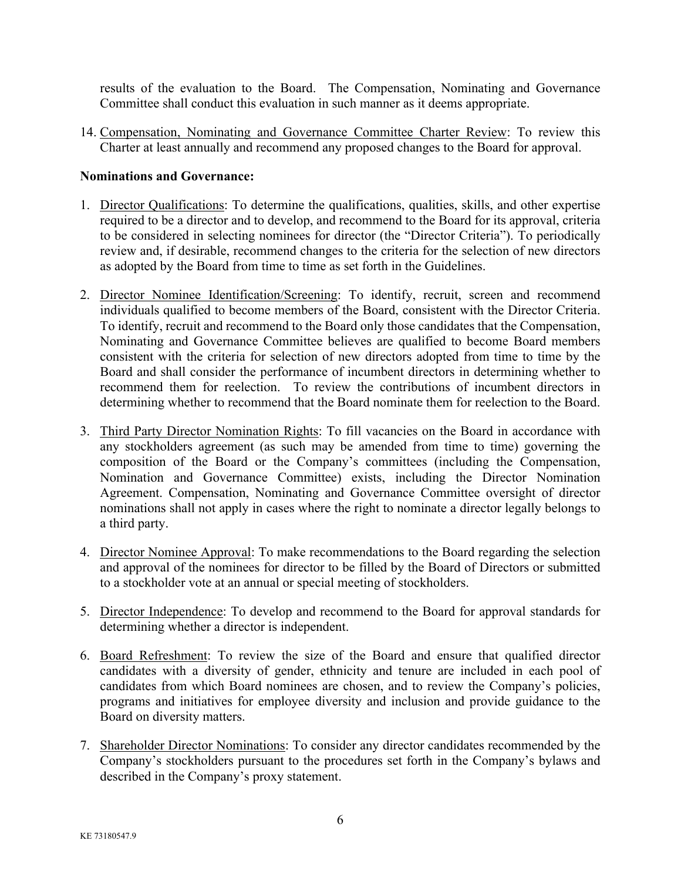results of the evaluation to the Board. The Compensation, Nominating and Governance Committee shall conduct this evaluation in such manner as it deems appropriate.

14. Compensation, Nominating and Governance Committee Charter Review: To review this Charter at least annually and recommend any proposed changes to the Board for approval.

**Nominations and Governance:**

1. Director Qualifications: To determine the qualifications, qualities, skills, and other expertise required to be a director and to develop, and recommend to the Board for its approval, criteria to be considered in selecting nominees for director (the "Director Criteria"). To periodically review and, if desirable, recommend changes to the criteria for the selection of new directors as adopted by the Board from time to time as set forth in the Guidelines.

2. Director Nominee Identification/Screening: To identify, recruit, screen and recommend individuals qualified to become members of the Board, consistent with the Director Criteria. To identify, recruit and recommend to the Board only those candidates that the Compensation, Nominating and Governance Committee believes are qualified to become Board members consistent with the criteria for selection of new directors adopted from time to time by the Board and shall consider the performance of incumbent directors in determining whether to recommend them for reelection. To review the contributions of incumbent directors in determining whether to recommend that the Board nominate them for reelection to the Board.

3. Third Party Director Nomination Rights: To fill vacancies on the Board in accordance with any stockholders agreement (as such may be amended from time to time) governing the composition of the Board or the Company's committees (including the Compensation, Nomination and Governance Committee) exists, including the Director Nomination Agreement. Compensation, Nominating and Governance Committee oversight of director nominations shall not apply in cases where the right to nominate a director legally belongs to a third party.

4. Director Nominee Approval: To make recommendations to the Board regarding the selection and approval of the nominees for director to be filled by the Board of Directors or submitted to a stockholder vote at an annual or special meeting of stockholders.

5. Director Independence: To develop and recommend to the Board for approval standards for determining whether a director is independent.

6. Board Refreshment: To review the size of the Board and ensure that qualified director candidates with a diversity of gender, ethnicity and tenure are included in each pool of candidates from which Board nominees are chosen, and to review the Company's policies, programs and initiatives for employee diversity and inclusion and provide guidance to the Board on diversity matters.

7. Shareholder Director Nominations: To consider any director candidates recommended by the Company's stockholders pursuant to the procedures set forth in the Company's bylaws and described in the Company's proxy statement.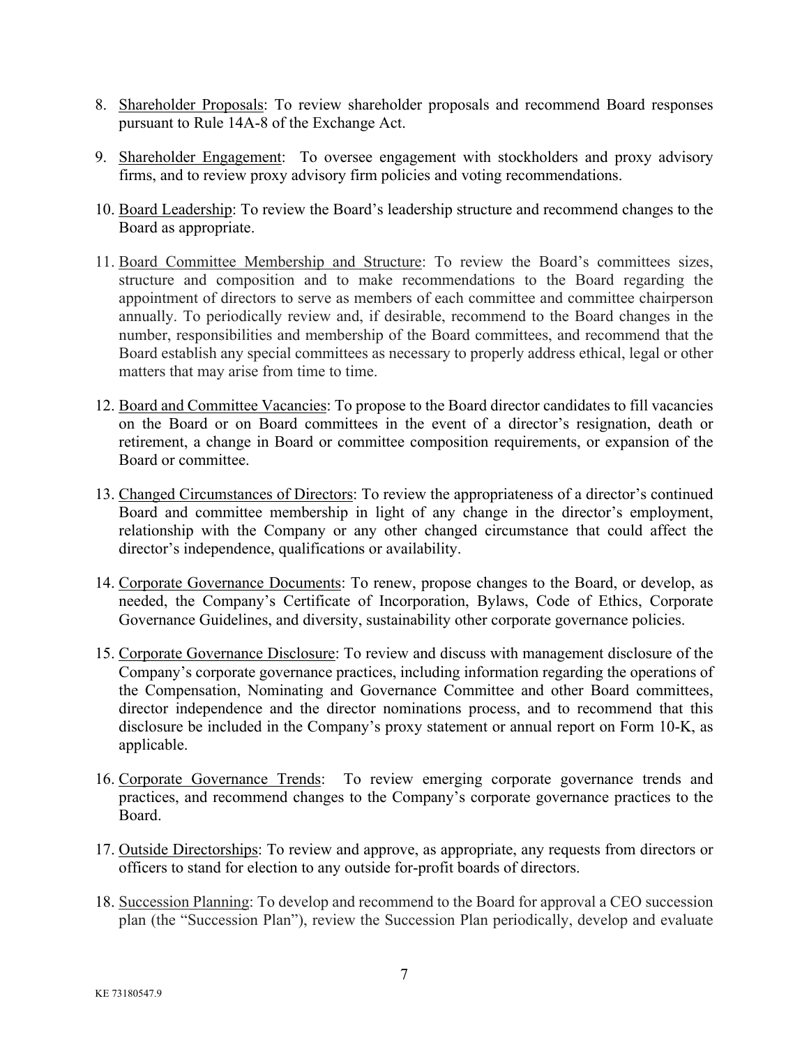8. <u>Shareholder Proposals</u>: To review shareholder proposals and recommend Board responses pursuant to Rule 14A-8 of the Exchange Act.

9. <u>Shareholder Engagement</u>: To oversee engagement with stockholders and proxy advisory firms, and to review proxy advisory firm policies and voting recommendations.

10. <u>Board Leadership</u>: To review the Board's leadership structure and recommend changes to the Board as appropriate.

11. <u>Board Committee Membership and Structure</u>: To review the Board's committees sizes, structure and composition and to make recommendations to the Board regarding the appointment of directors to serve as members of each committee and committee chairperson annually. To periodically review and, if desirable, recommend to the Board changes in the number, responsibilities and membership of the Board committees, and recommend that the Board establish any special committees as necessary to properly address ethical, legal or other matters that may arise from time to time.

12. <u>Board and Committee Vacancies</u>: To propose to the Board director candidates to fill vacancies on the Board or on Board committees in the event of a director's resignation, death or retirement, a change in Board or committee composition requirements, or expansion of the Board or committee.

13. <u>Changed Circumstances of Directors</u>: To review the appropriateness of a director's continued Board and committee membership in light of any change in the director's employment, relationship with the Company or any other changed circumstance that could affect the director's independence, qualifications or availability.

14. <u>Corporate Governance Documents</u>: To renew, propose changes to the Board, or develop, as needed, the Company's Certificate of Incorporation, Bylaws, Code of Ethics, Corporate Governance Guidelines, and diversity, sustainability other corporate governance policies.

15. <u>Corporate Governance Disclosure</u>: To review and discuss with management disclosure of the Company's corporate governance practices, including information regarding the operations of the Compensation, Nominating and Governance Committee and other Board committees, director independence and the director nominations process, and to recommend that this disclosure be included in the Company's proxy statement or annual report on Form 10-K, as applicable.

16. <u>Corporate Governance Trends</u>: To review emerging corporate governance trends and practices, and recommend changes to the Company's corporate governance practices to the Board.

17. <u>Outside Directorships</u>: To review and approve, as appropriate, any requests from directors or officers to stand for election to any outside for-profit boards of directors.

18. <u>Succession Planning</u>: To develop and recommend to the Board for approval a CEO succession plan (the "Succession Plan"), review the Succession Plan periodically, develop and evaluate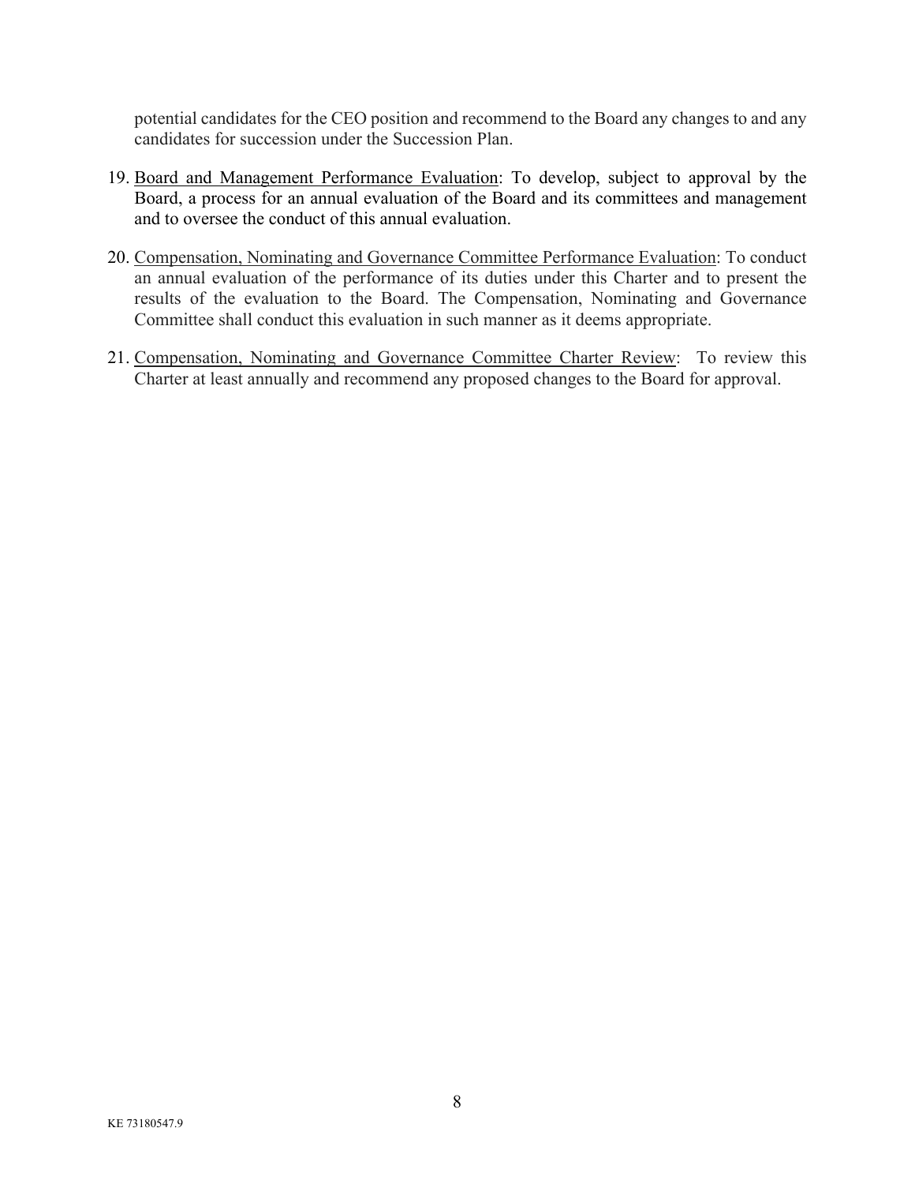potential candidates for the CEO position and recommend to the Board any changes to and any candidates for succession under the Succession Plan.

19. Board and Management Performance Evaluation: To develop, subject to approval by the Board, a process for an annual evaluation of the Board and its committees and management and to oversee the conduct of this annual evaluation.

20. Compensation, Nominating and Governance Committee Performance Evaluation: To conduct an annual evaluation of the performance of its duties under this Charter and to present the results of the evaluation to the Board. The Compensation, Nominating and Governance Committee shall conduct this evaluation in such manner as it deems appropriate.

21. Compensation, Nominating and Governance Committee Charter Review: To review this Charter at least annually and recommend any proposed changes to the Board for approval.

KE 73180547.9